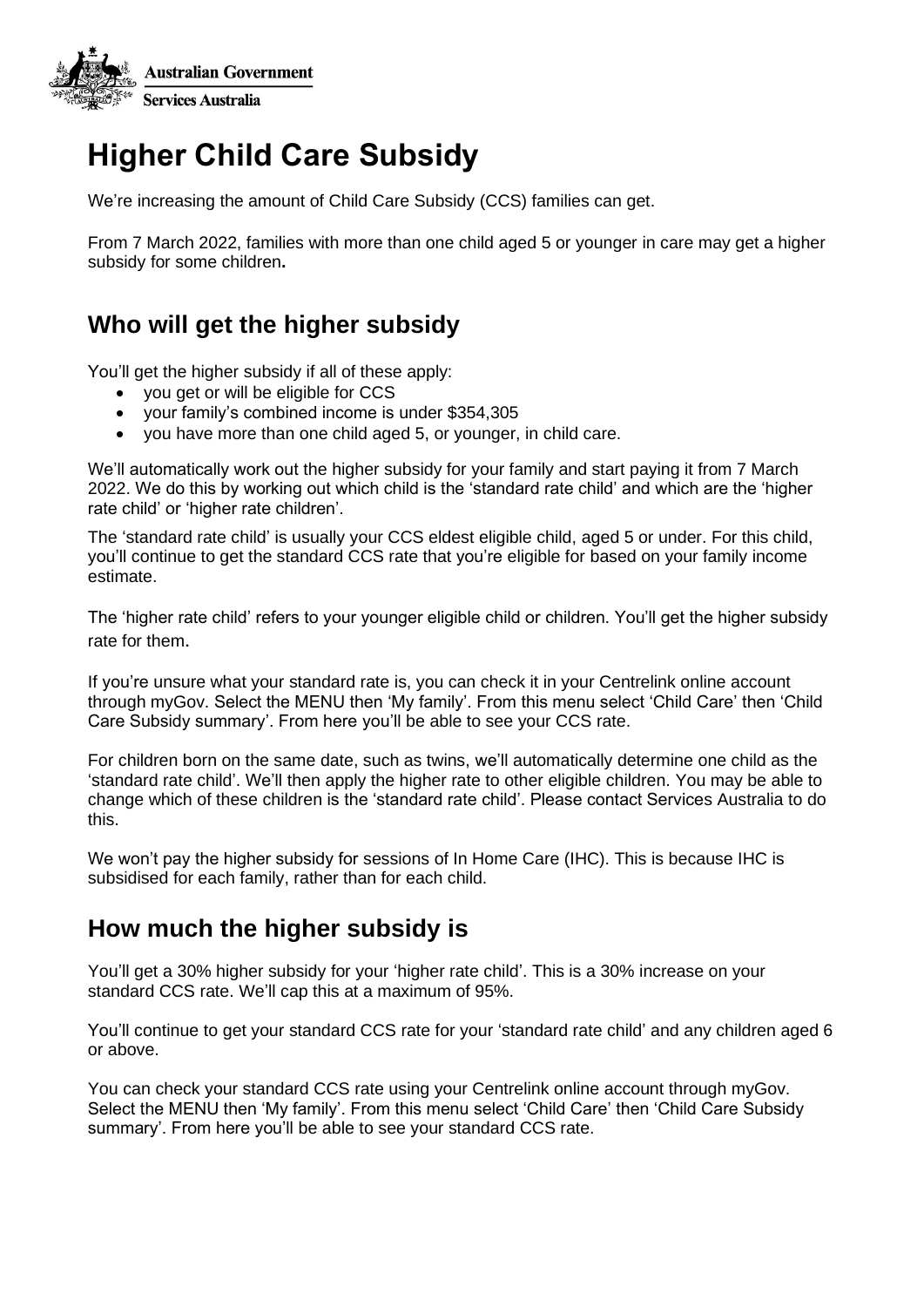Australian Government

Services Australia

# Higher Child Care Subsidy

We're increasing the amount of Child Care Subsidy (CCS) families can get.

From 7 March 2022, families with more than one child aged 5 or younger in care may get a higher subsidy for some children**.**

## Who will get the higher subsidy

You'll get the higher subsidy if all of these apply:

- you get or will be eligible for CCS
- your family's combined income is under $354,305
- you have more than one child aged 5, or younger, in child care.

We'll automatically work out the higher subsidy for your family and start paying it from 7 March 2022. We do this by working out which child is the 'standard rate child' and which are the 'higher rate child' or 'higher rate children'.

The 'standard rate child' is usually your CCS eldest eligible child, aged 5 or under. For this child, you'll continue to get the standard CCS rate that you're eligible for based on your family income estimate.

The 'higher rate child' refers to your younger eligible child or children. You'll get the higher subsidy rate for them.

If you're unsure what your standard rate is, you can check it in your Centrelink online account through myGov. Select the MENU then 'My family'. From this menu select 'Child Care' then 'Child Care Subsidy summary'. From here you'll be able to see your CCS rate.

For children born on the same date, such as twins, we'll automatically determine one child as the 'standard rate child'. We'll then apply the higher rate to other eligible children. You may be able to change which of these children is the 'standard rate child'. Please contact Services Australia to do this.

We won't pay the higher subsidy for sessions of In Home Care (IHC). This is because IHC is subsidised for each family, rather than for each child.

## How much the higher subsidy is

You'll get a 30% higher subsidy for your 'higher rate child'. This is a 30% increase on your standard CCS rate. We'll cap this at a maximum of 95%.

You'll continue to get your standard CCS rate for your 'standard rate child' and any children aged 6 or above.

You can check your standard CCS rate using your Centrelink online account through myGov. Select the MENU then 'My family'. From this menu select 'Child Care' then 'Child Care Subsidy summary'. From here you'll be able to see your standard CCS rate.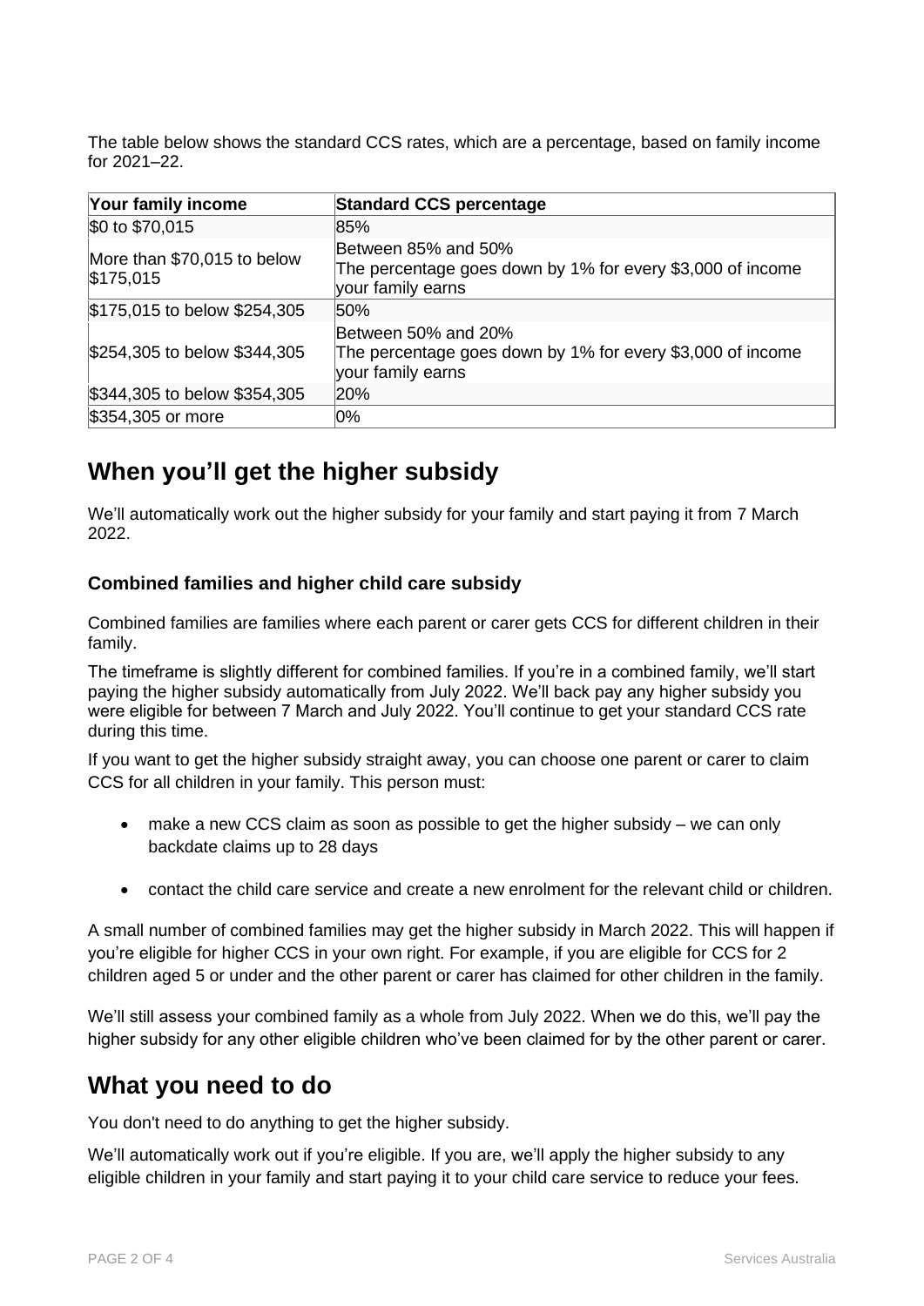The table below shows the standard CCS rates, which are a percentage, based on family income for 2021–22.

| Your family income | Standard CCS percentage |
|---|---|
| $0 to $70,015 | 85% |
| More than $70,015 to below $175,015 | Between 85% and 50%<br>The percentage goes down by 1% for every $3,000 of income your family earns |
| $175,015 to below $254,305 | 50% |
| $254,305 to below $344,305 | Between 50% and 20%<br>The percentage goes down by 1% for every $3,000 of income your family earns |
| $344,305 to below $354,305 | 20% |
| $354,305 or more | 0% |

## When you'll get the higher subsidy

We'll automatically work out the higher subsidy for your family and start paying it from 7 March 2022.

### Combined families and higher child care subsidy

Combined families are families where each parent or carer gets CCS for different children in their family.

The timeframe is slightly different for combined families. If you're in a combined family, we'll start paying the higher subsidy automatically from July 2022. We'll back pay any higher subsidy you were eligible for between 7 March and July 2022. You'll continue to get your standard CCS rate during this time.

If you want to get the higher subsidy straight away, you can choose one parent or carer to claim CCS for all children in your family. This person must:

- make a new CCS claim as soon as possible to get the higher subsidy – we can only backdate claims up to 28 days
- contact the child care service and create a new enrolment for the relevant child or children.

A small number of combined families may get the higher subsidy in March 2022. This will happen if you're eligible for higher CCS in your own right. For example, if you are eligible for CCS for 2 children aged 5 or under and the other parent or carer has claimed for other children in the family.

We'll still assess your combined family as a whole from July 2022. When we do this, we'll pay the higher subsidy for any other eligible children who've been claimed for by the other parent or carer.

## What you need to do

You don't need to do anything to get the higher subsidy.

We'll automatically work out if you're eligible. If you are, we'll apply the higher subsidy to any eligible children in your family and start paying it to your child care service to reduce your fees.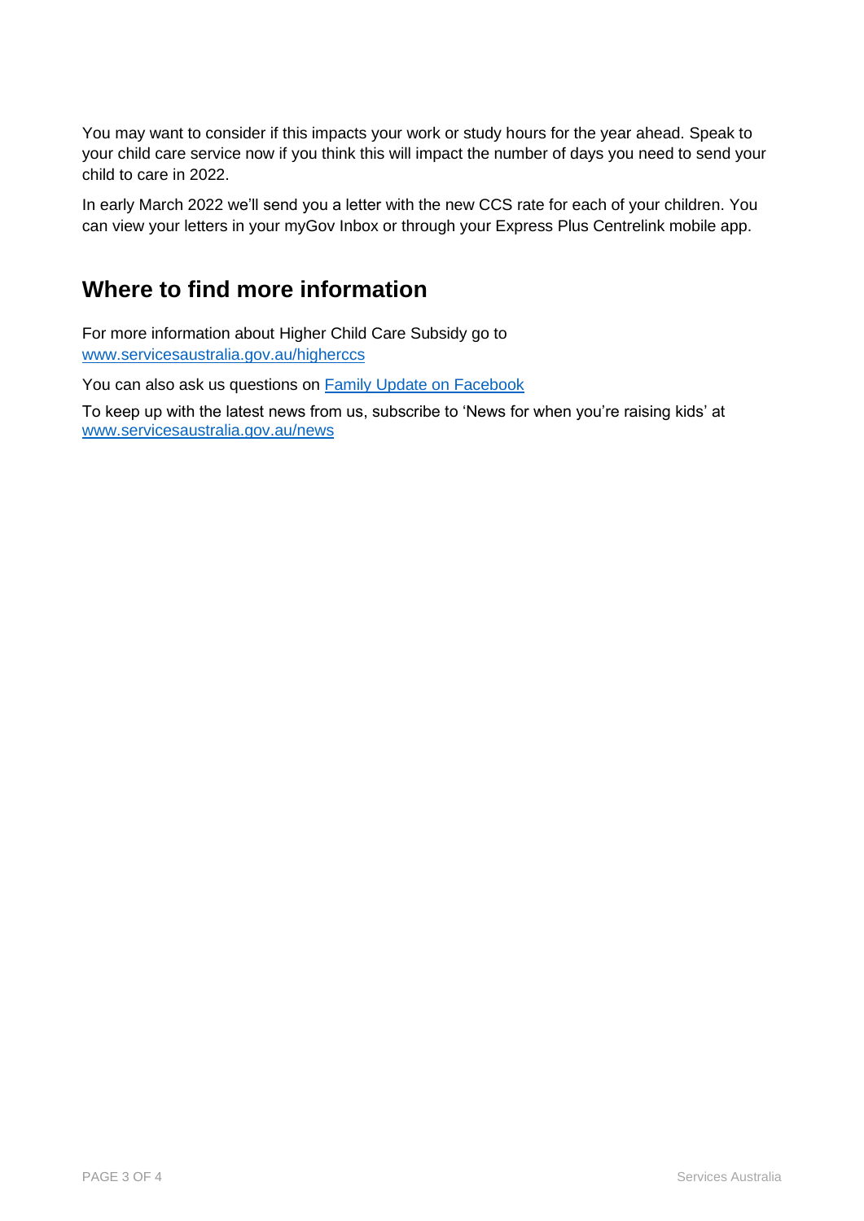You may want to consider if this impacts your work or study hours for the year ahead. Speak to your child care service now if you think this will impact the number of days you need to send your child to care in 2022.

In early March 2022 we'll send you a letter with the new CCS rate for each of your children. You can view your letters in your myGov Inbox or through your Express Plus Centrelink mobile app.

## Where to find more information

For more information about Higher Child Care Subsidy go to [www.servicesaustralia.gov.au/higherccs](www.servicesaustralia.gov.au/higherccs)

You can also ask us questions on [Family Update on Facebook]()

To keep up with the latest news from us, subscribe to 'News for when you're raising kids' at [www.servicesaustralia.gov.au/news](www.servicesaustralia.gov.au/news)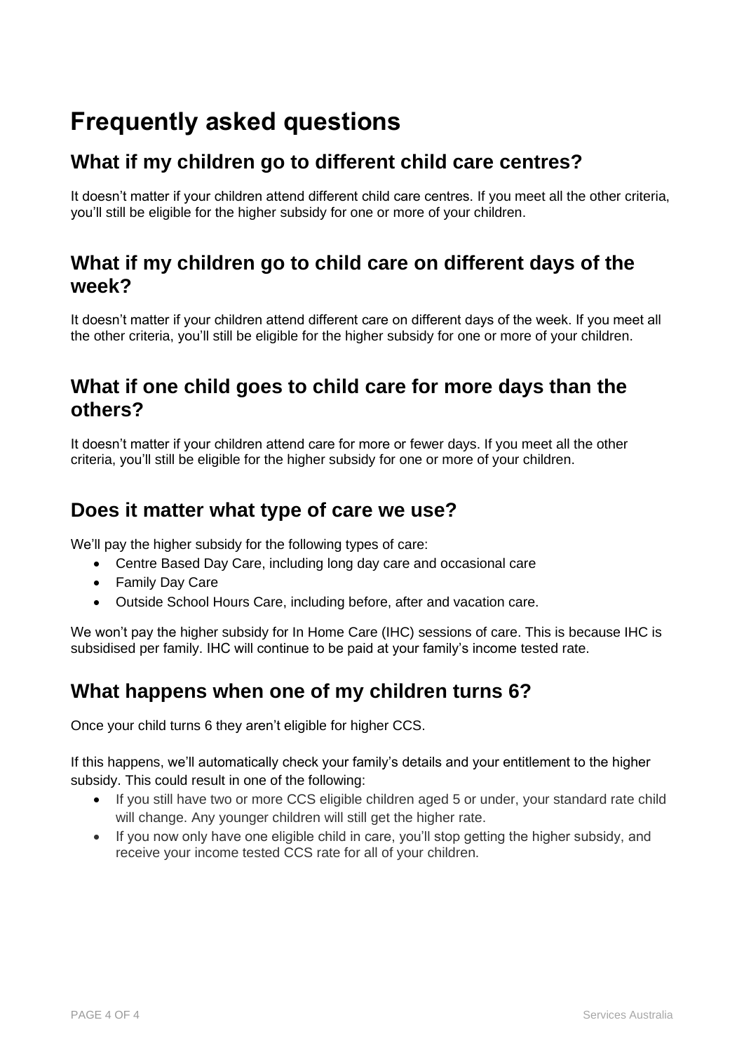# Frequently asked questions

## What if my children go to different child care centres?

It doesn't matter if your children attend different child care centres. If you meet all the other criteria, you'll still be eligible for the higher subsidy for one or more of your children.

## What if my children go to child care on different days of the week?

It doesn't matter if your children attend different care on different days of the week. If you meet all the other criteria, you'll still be eligible for the higher subsidy for one or more of your children.

## What if one child goes to child care for more days than the others?

It doesn't matter if your children attend care for more or fewer days. If you meet all the other criteria, you'll still be eligible for the higher subsidy for one or more of your children.

## Does it matter what type of care we use?

We'll pay the higher subsidy for the following types of care:

- Centre Based Day Care, including long day care and occasional care
- Family Day Care
- Outside School Hours Care, including before, after and vacation care.

We won't pay the higher subsidy for In Home Care (IHC) sessions of care. This is because IHC is subsidised per family. IHC will continue to be paid at your family's income tested rate.

## What happens when one of my children turns 6?

Once your child turns 6 they aren't eligible for higher CCS.

If this happens, we'll automatically check your family's details and your entitlement to the higher subsidy. This could result in one of the following:

- If you still have two or more CCS eligible children aged 5 or under, your standard rate child will change. Any younger children will still get the higher rate.
- If you now only have one eligible child in care, you'll stop getting the higher subsidy, and receive your income tested CCS rate for all of your children.